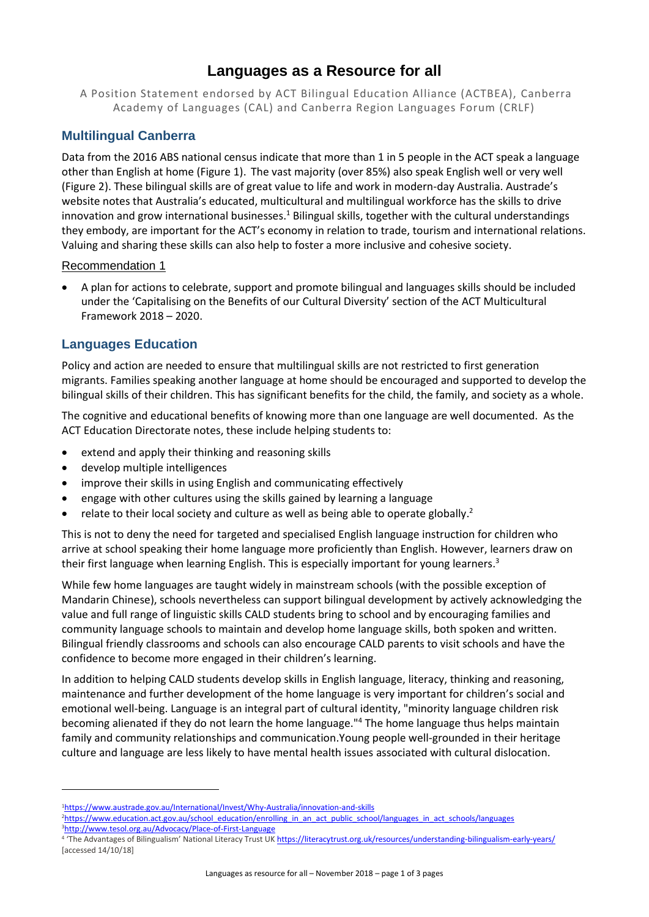# Languages as a Resource for all

A Position Statement endorsed by ACT Bilingual Education Alliance (ACTBEA), Canberra Academy of Languages (CAL) and Canberra Region Languages Forum (CRLF)

## Multilingual Canberra

Data from the 2016 ABS national census indicate that more than 1 in 5 people in the ACT speak a language other than English at home (Figure 1). The vast majority (over 85%) also speak English well or very well (Figure 2). These bilingual skills are of great value to life and work in modern-day Australia. Austrade's website notes that Australia's educated, multicultural and multilingual workforce has the skills to drive innovation and grow international businesses.[1] Bilingual skills, together with the cultural understandings they embody, are important for the ACT's economy in relation to trade, tourism and international relations. Valuing and sharing these skills can also help to foster a more inclusive and cohesive society.

### Recommendation 1

- A plan for actions to celebrate, support and promote bilingual and languages skills should be included under the 'Capitalising on the Benefits of our Cultural Diversity' section of the ACT Multicultural Framework 2018 – 2020.

## Languages Education

Policy and action are needed to ensure that multilingual skills are not restricted to first generation migrants. Families speaking another language at home should be encouraged and supported to develop the bilingual skills of their children. This has significant benefits for the child, the family, and society as a whole.

The cognitive and educational benefits of knowing more than one language are well documented. As the ACT Education Directorate notes, these include helping students to:

- extend and apply their thinking and reasoning skills
- develop multiple intelligences
- improve their skills in using English and communicating effectively
- engage with other cultures using the skills gained by learning a language
- relate to their local society and culture as well as being able to operate globally.[2]

This is not to deny the need for targeted and specialised English language instruction for children who arrive at school speaking their home language more proficiently than English. However, learners draw on their first language when learning English. This is especially important for young learners.[3]

While few home languages are taught widely in mainstream schools (with the possible exception of Mandarin Chinese), schools nevertheless can support bilingual development by actively acknowledging the value and full range of linguistic skills CALD students bring to school and by encouraging families and community language schools to maintain and develop home language skills, both spoken and written. Bilingual friendly classrooms and schools can also encourage CALD parents to visit schools and have the confidence to become more engaged in their children's learning.

In addition to helping CALD students develop skills in English language, literacy, thinking and reasoning, maintenance and further development of the home language is very important for children's social and emotional well-being. Language is an integral part of cultural identity, "minority language children risk becoming alienated if they do not learn the home language."[4] The home language thus helps maintain family and community relationships and communication.Young people well-grounded in their heritage culture and language are less likely to have mental health issues associated with cultural dislocation.

---

[1] https://www.austrade.gov.au/International/Invest/Why-Australia/innovation-and-skills

[2] https://www.education.act.gov.au/school_education/enrolling_in_an_act_public_school/languages_in_act_schools/languages

[3] http://www.tesol.org.au/Advocacy/Place-of-First-Language

[4] 'The Advantages of Bilingualism' National Literacy Trust UK https://literacytrust.org.uk/resources/understanding-bilingualism-early-years/ [accessed 14/10/18]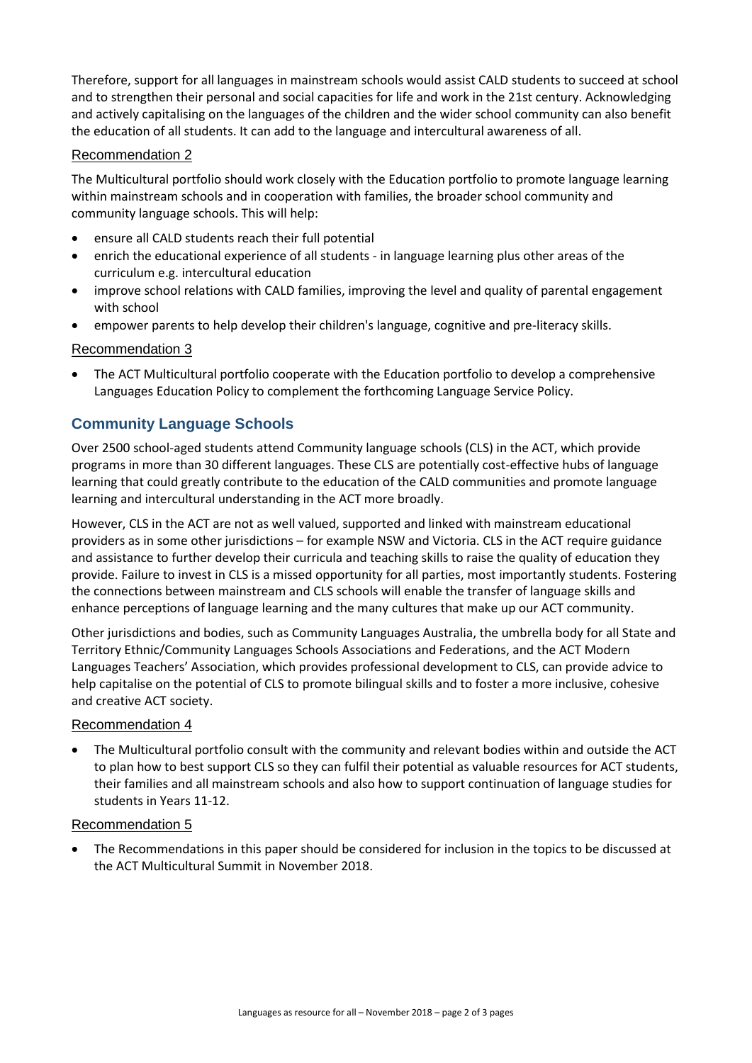Therefore, support for all languages in mainstream schools would assist CALD students to succeed at school and to strengthen their personal and social capacities for life and work in the 21st century. Acknowledging and actively capitalising on the languages of the children and the wider school community can also benefit the education of all students. It can add to the language and intercultural awareness of all.

### Recommendation 2

The Multicultural portfolio should work closely with the Education portfolio to promote language learning within mainstream schools and in cooperation with families, the broader school community and community language schools. This will help:

- ensure all CALD students reach their full potential
- enrich the educational experience of all students - in language learning plus other areas of the curriculum e.g. intercultural education
- improve school relations with CALD families, improving the level and quality of parental engagement with school
- empower parents to help develop their children's language, cognitive and pre-literacy skills.

### Recommendation 3

- The ACT Multicultural portfolio cooperate with the Education portfolio to develop a comprehensive Languages Education Policy to complement the forthcoming Language Service Policy.

## Community Language Schools

Over 2500 school-aged students attend Community language schools (CLS) in the ACT, which provide programs in more than 30 different languages. These CLS are potentially cost-effective hubs of language learning that could greatly contribute to the education of the CALD communities and promote language learning and intercultural understanding in the ACT more broadly.

However, CLS in the ACT are not as well valued, supported and linked with mainstream educational providers as in some other jurisdictions – for example NSW and Victoria. CLS in the ACT require guidance and assistance to further develop their curricula and teaching skills to raise the quality of education they provide. Failure to invest in CLS is a missed opportunity for all parties, most importantly students. Fostering the connections between mainstream and CLS schools will enable the transfer of language skills and enhance perceptions of language learning and the many cultures that make up our ACT community.

Other jurisdictions and bodies, such as Community Languages Australia, the umbrella body for all State and Territory Ethnic/Community Languages Schools Associations and Federations, and the ACT Modern Languages Teachers' Association, which provides professional development to CLS, can provide advice to help capitalise on the potential of CLS to promote bilingual skills and to foster a more inclusive, cohesive and creative ACT society.

### Recommendation 4

- The Multicultural portfolio consult with the community and relevant bodies within and outside the ACT to plan how to best support CLS so they can fulfil their potential as valuable resources for ACT students, their families and all mainstream schools and also how to support continuation of language studies for students in Years 11-12.

### Recommendation 5

- The Recommendations in this paper should be considered for inclusion in the topics to be discussed at the ACT Multicultural Summit in November 2018.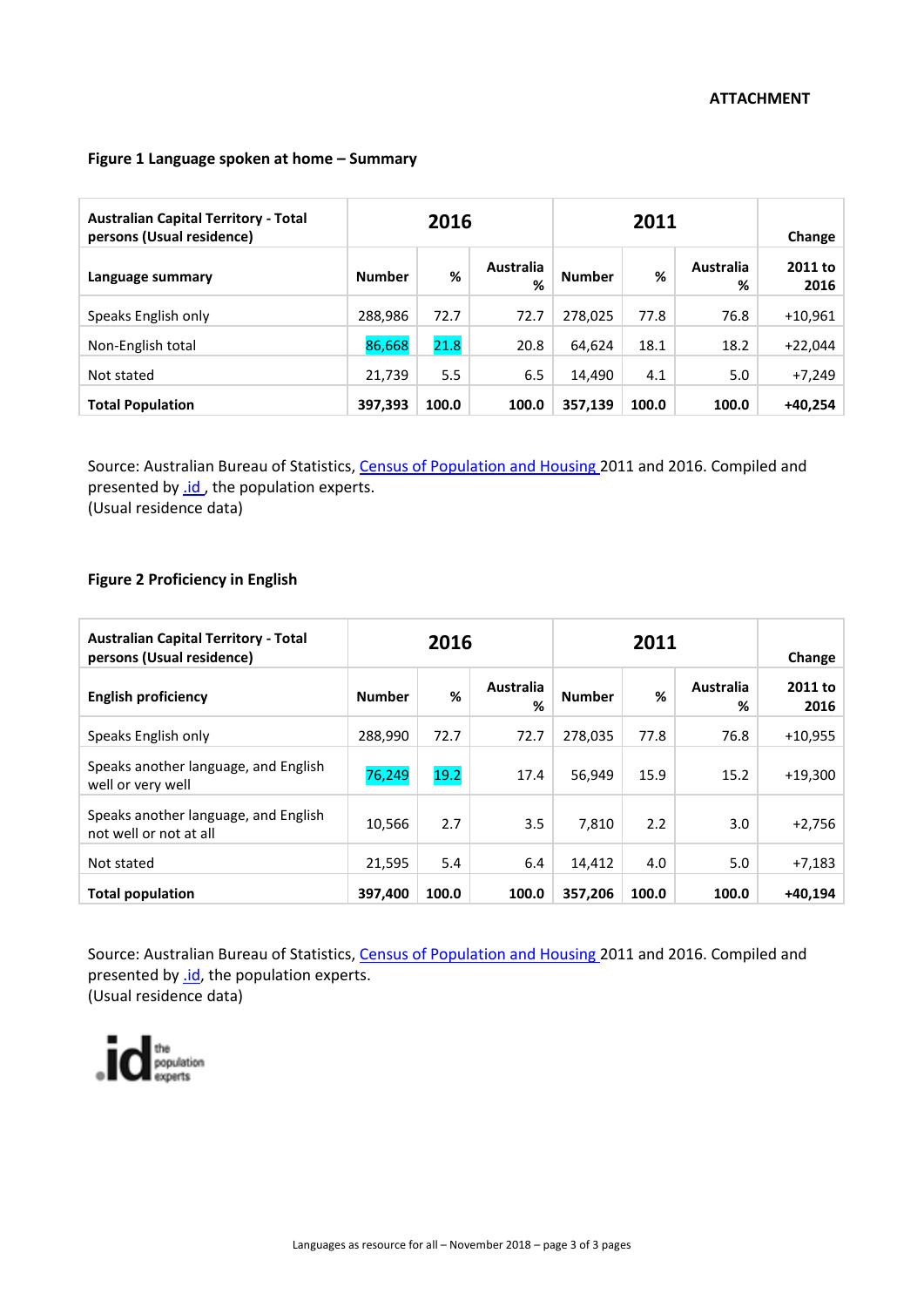**ATTACHMENT**

**Figure 1 Language spoken at home – Summary**

| **Australian Capital Territory - Total persons (Usual residence)** | **2016** | | | **2011** | | | **Change** |
|---|---|---|---|---|---|---|---|
| **Language summary** | **Number** | **%** | **Australia %** | **Number** | **%** | **Australia %** | **2011 to 2016** |
| Speaks English only | 288,986 | 72.7 | 72.7 | 278,025 | 77.8 | 76.8 | +10,961 |
| Non-English total | 86,668 | 21.8 | 20.8 | 64,624 | 18.1 | 18.2 | +22,044 |
| Not stated | 21,739 | 5.5 | 6.5 | 14,490 | 4.1 | 5.0 | +7,249 |
| **Total Population** | **397,393** | **100.0** | **100.0** | **357,139** | **100.0** | **100.0** | **+40,254** |

Source: Australian Bureau of Statistics, Census of Population and Housing 2011 and 2016. Compiled and presented by .id , the population experts.
(Usual residence data)

**Figure 2 Proficiency in English**

| **Australian Capital Territory - Total persons (Usual residence)** | **2016** | | | **2011** | | | **Change** |
|---|---|---|---|---|---|---|---|
| **English proficiency** | **Number** | **%** | **Australia %** | **Number** | **%** | **Australia %** | **2011 to 2016** |
| Speaks English only | 288,990 | 72.7 | 72.7 | 278,035 | 77.8 | 76.8 | +10,955 |
| Speaks another language, and English well or very well | 76,249 | 19.2 | 17.4 | 56,949 | 15.9 | 15.2 | +19,300 |
| Speaks another language, and English not well or not at all | 10,566 | 2.7 | 3.5 | 7,810 | 2.2 | 3.0 | +2,756 |
| Not stated | 21,595 | 5.4 | 6.4 | 14,412 | 4.0 | 5.0 | +7,183 |
| **Total population** | **397,400** | **100.0** | **100.0** | **357,206** | **100.0** | **100.0** | **+40,194** |

Source: Australian Bureau of Statistics, Census of Population and Housing 2011 and 2016. Compiled and presented by .id, the population experts.
(Usual residence data)

.id the population experts